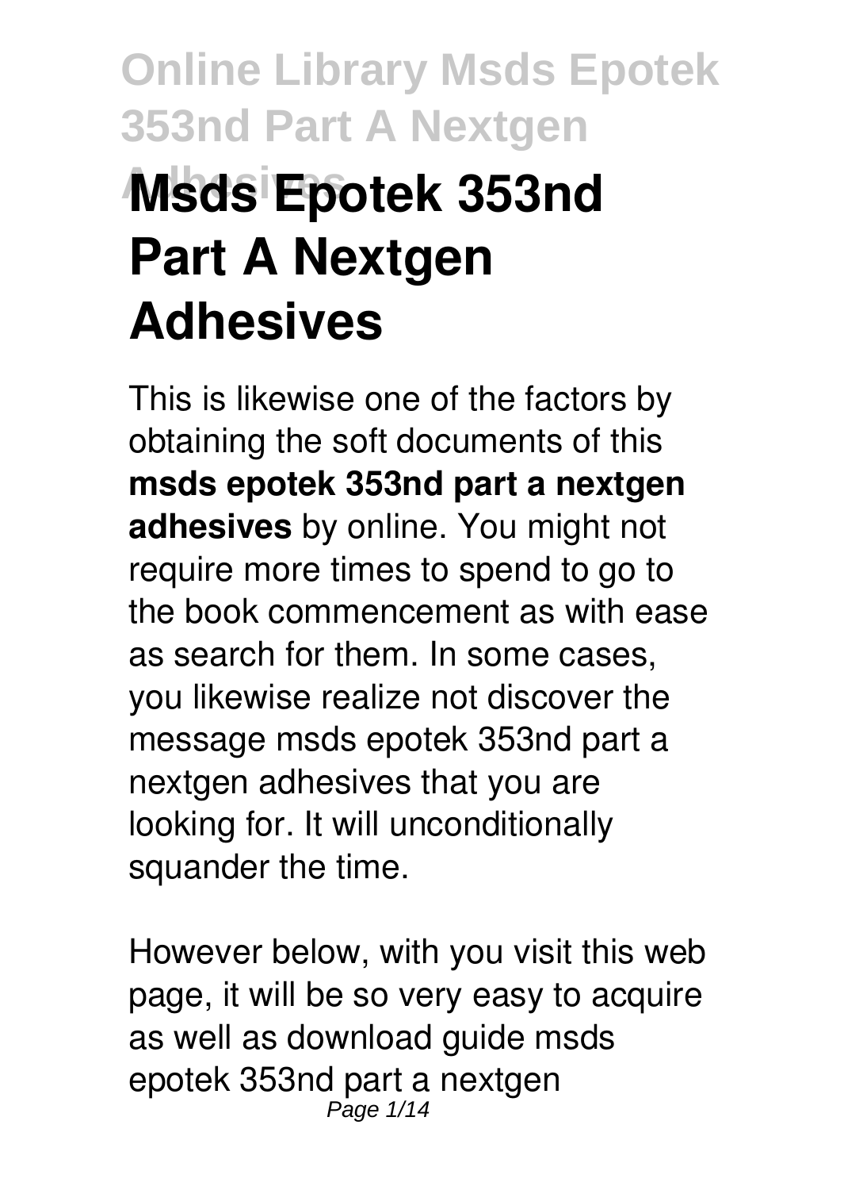# Msds Epotek 353nd Part A Nextgen Adhesives

This is likewise one of the factors by obtaining the soft documents of this **msds epotek 353nd part a nextgen adhesives** by online. You might not require more times to spend to go to the book commencement as with ease as search for them. In some cases, you likewise realize not discover the message msds epotek 353nd part a nextgen adhesives that you are looking for. It will unconditionally squander the time.

However below, with you visit this web page, it will be so very easy to acquire as well as download guide msds epotek 353nd part a nextgen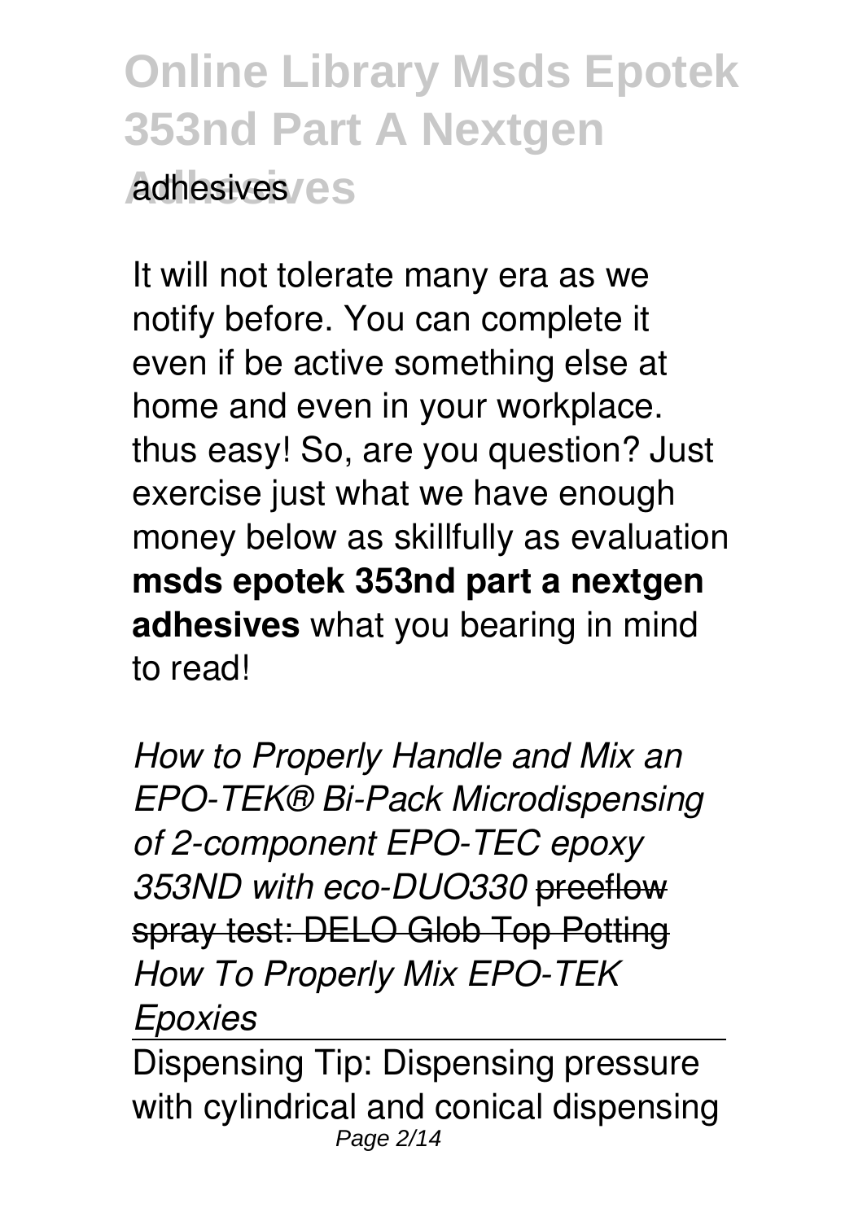It will not tolerate many era as we notify before. You can complete it even if be active something else at home and even in your workplace. thus easy! So, are you question? Just exercise just what we have enough money below as skillfully as evaluation **msds epotek 353nd part a nextgen adhesives** what you bearing in mind to read!

*How to Properly Handle and Mix an EPO-TEK® Bi-Pack Microdispensing of 2-component EPO-TEC epoxy 353ND with eco-DUO330* ~~preeflow spray test: DELO Glob Top Potting~~ *How To Properly Mix EPO-TEK Epoxies*

Dispensing Tip: Dispensing pressure with cylindrical and conical dispensing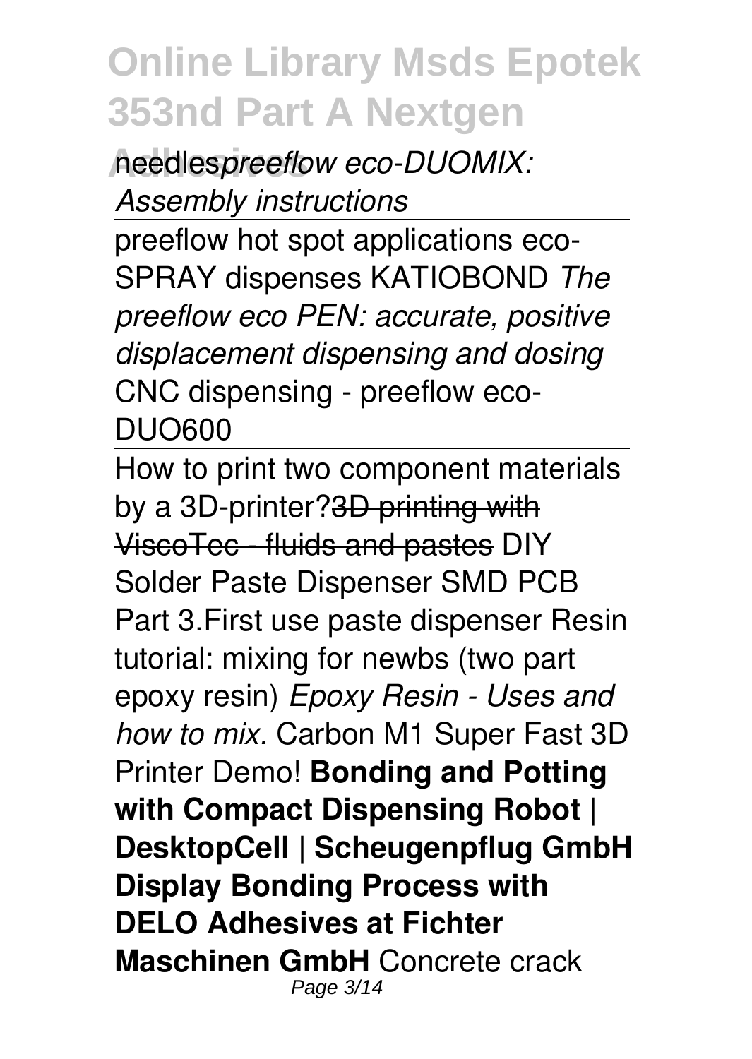needles*preeflow eco-DUOMIX: Assembly instructions*

preeflow hot spot applications eco-SPRAY dispenses KATIOBOND *The preeflow eco PEN: accurate, positive displacement dispensing and dosing* CNC dispensing - preeflow eco-DUO600

How to print two component materials by a 3D-printer?~~3D printing with ViscoTec - fluids and pastes~~ DIY Solder Paste Dispenser SMD PCB Part 3.First use paste dispenser Resin tutorial: mixing for newbs (two part epoxy resin) *Epoxy Resin - Uses and how to mix.* Carbon M1 Super Fast 3D Printer Demo! **Bonding and Potting with Compact Dispensing Robot | DesktopCell | Scheugenpflug GmbH Display Bonding Process with DELO Adhesives at Fichter Maschinen GmbH** Concrete crack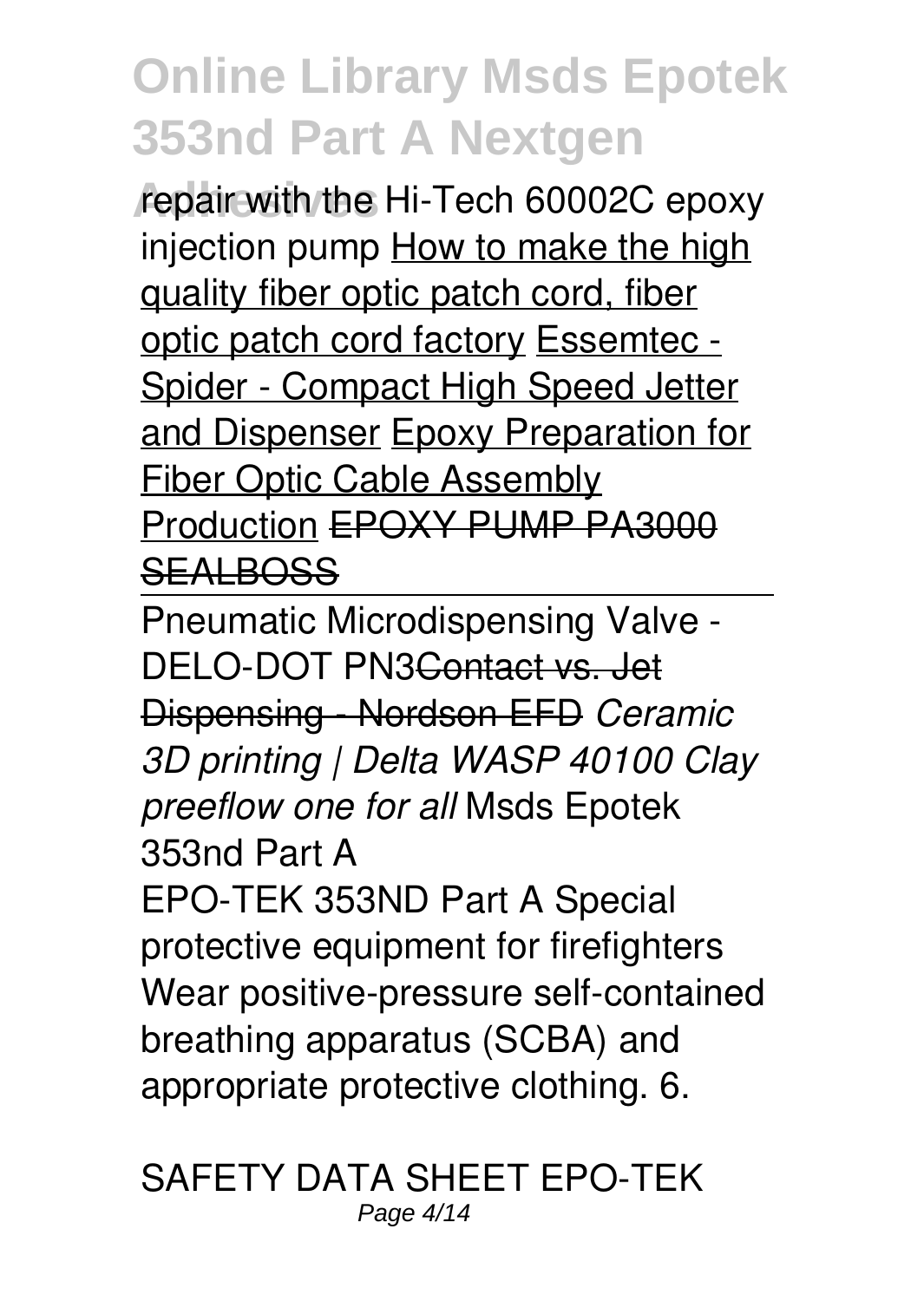repair with the Hi-Tech 60002C epoxy injection pump How to make the high quality fiber optic patch cord, fiber optic patch cord factory Essemtec - Spider - Compact High Speed Jetter and Dispenser Epoxy Preparation for Fiber Optic Cable Assembly Production ~~EPOXY PUMP PA3000 SEALBOSS~~

---

Pneumatic Microdispensing Valve - DELO-DOT PN3~~Contact vs. Jet Dispensing - Nordson EFD~~ *Ceramic 3D printing | Delta WASP 40100 Clay preeflow one for all* Msds Epotek 353nd Part A

EPO-TEK 353ND Part A Special protective equipment for firefighters Wear positive-pressure self-contained breathing apparatus (SCBA) and appropriate protective clothing. 6.

SAFETY DATA SHEET EPO-TEK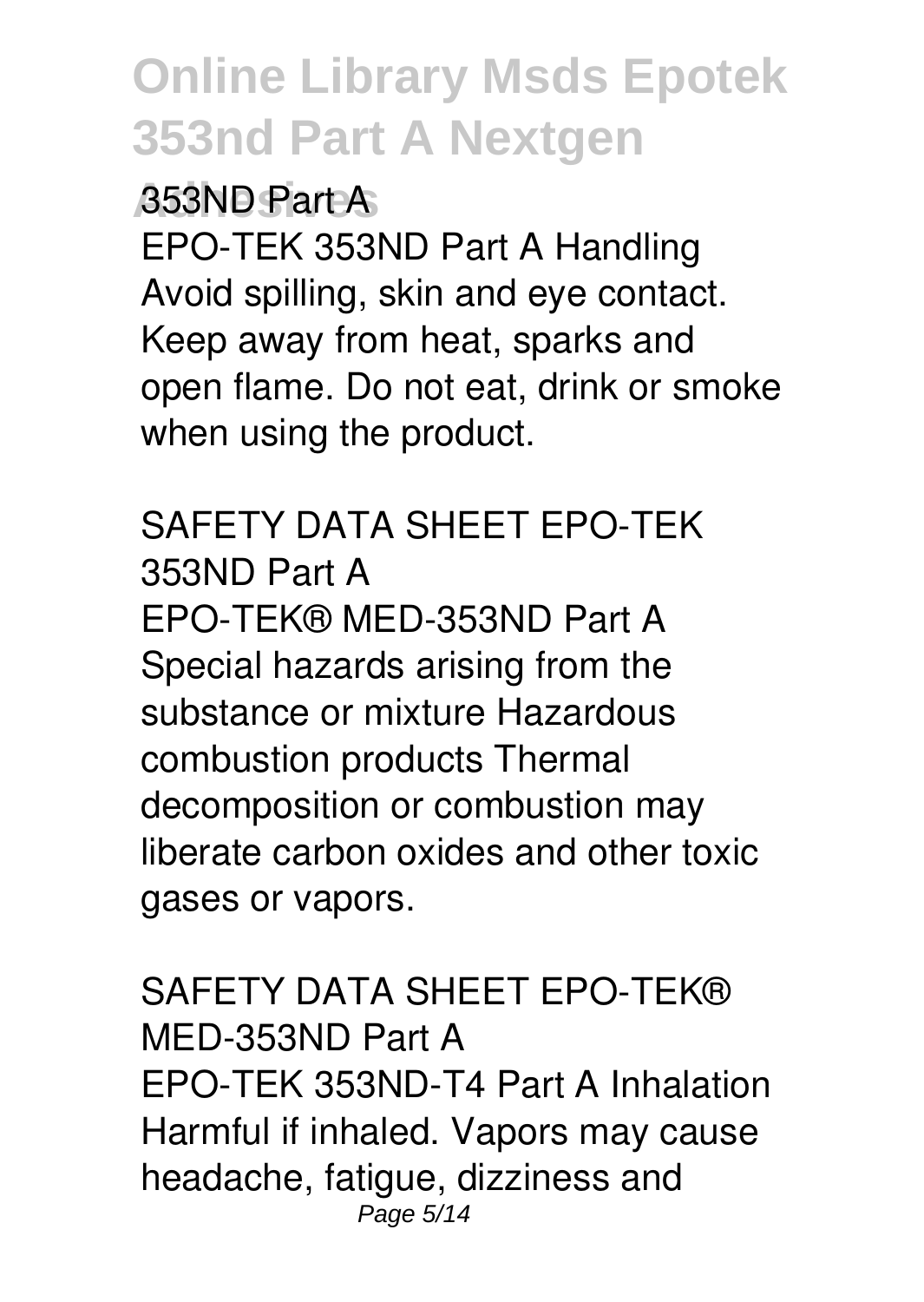353ND Part A

EPO-TEK 353ND Part A Handling Avoid spilling, skin and eye contact. Keep away from heat, sparks and open flame. Do not eat, drink or smoke when using the product.

## SAFETY DATA SHEET EPO-TEK 353ND Part A

EPO-TEK® MED-353ND Part A Special hazards arising from the substance or mixture Hazardous combustion products Thermal decomposition or combustion may liberate carbon oxides and other toxic gases or vapors.

## SAFETY DATA SHEET EPO-TEK® MED-353ND Part A

EPO-TEK 353ND-T4 Part A Inhalation Harmful if inhaled. Vapors may cause headache, fatigue, dizziness and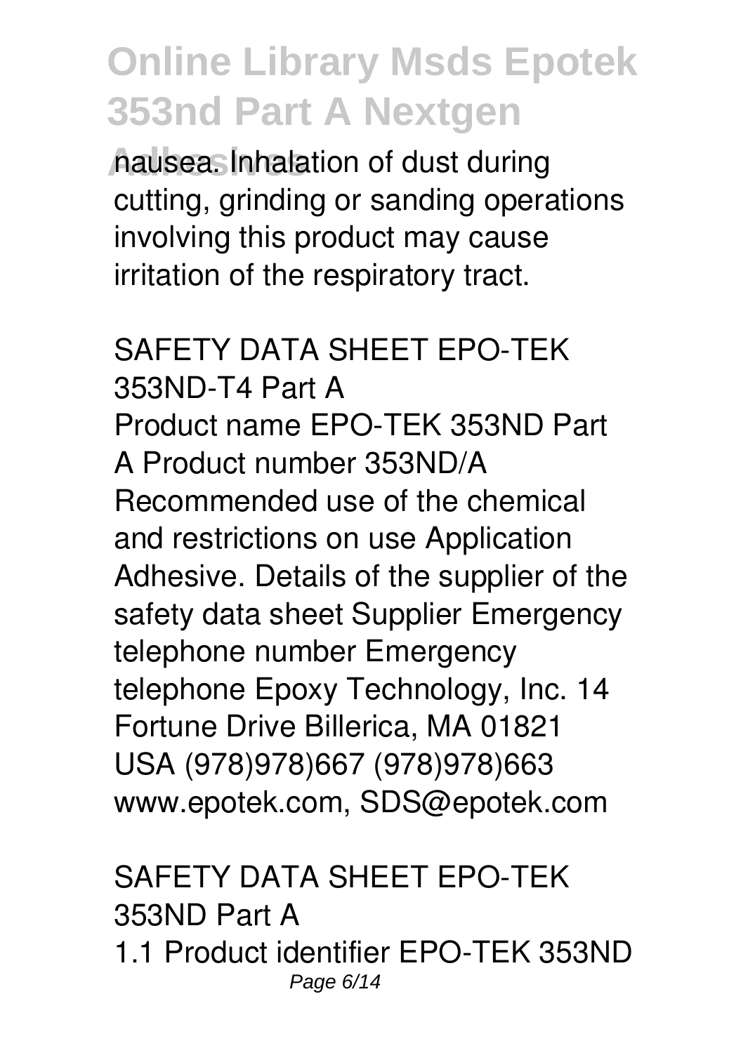nausea. Inhalation of dust during cutting, grinding or sanding operations involving this product may cause irritation of the respiratory tract.

## SAFETY DATA SHEET EPO-TEK 353ND-T4 Part A

Product name EPO-TEK 353ND Part A Product number 353ND/A Recommended use of the chemical and restrictions on use Application Adhesive. Details of the supplier of the safety data sheet Supplier Emergency telephone number Emergency telephone Epoxy Technology, Inc. 14 Fortune Drive Billerica, MA 01821 USA (978)978)667 (978)978)663 www.epotek.com, SDS@epotek.com

## SAFETY DATA SHEET EPO-TEK 353ND Part A

1.1 Product identifier EPO-TEK 353ND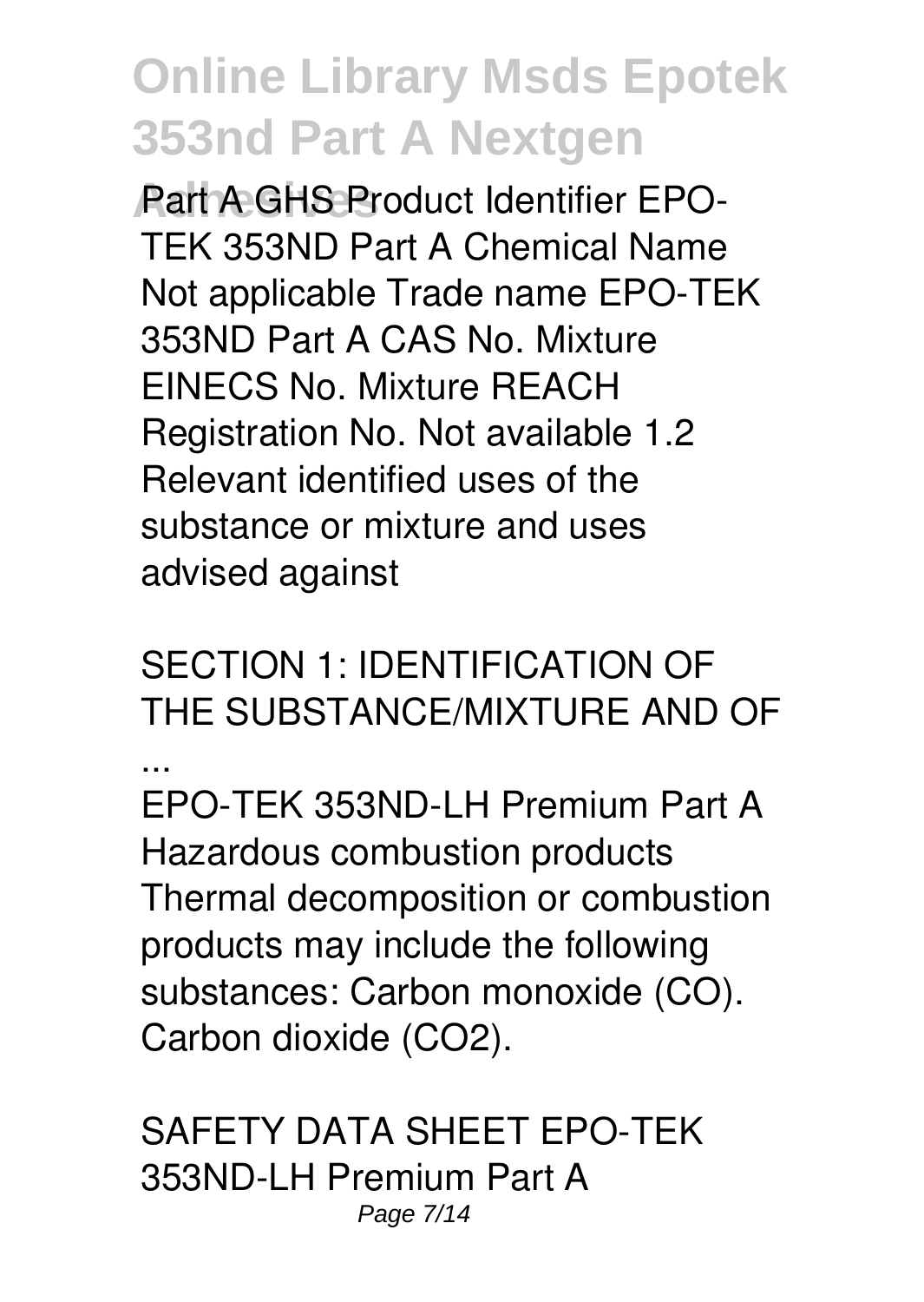Part A GHS Product Identifier EPO-TEK 353ND Part A Chemical Name Not applicable Trade name EPO-TEK 353ND Part A CAS No. Mixture EINECS No. Mixture REACH Registration No. Not available 1.2 Relevant identified uses of the substance or mixture and uses advised against

## SECTION 1: IDENTIFICATION OF THE SUBSTANCE/MIXTURE AND OF ...

EPO-TEK 353ND-LH Premium Part A Hazardous combustion products Thermal decomposition or combustion products may include the following substances: Carbon monoxide (CO). Carbon dioxide ($CO_2$).

## SAFETY DATA SHEET EPO-TEK 353ND-LH Premium Part A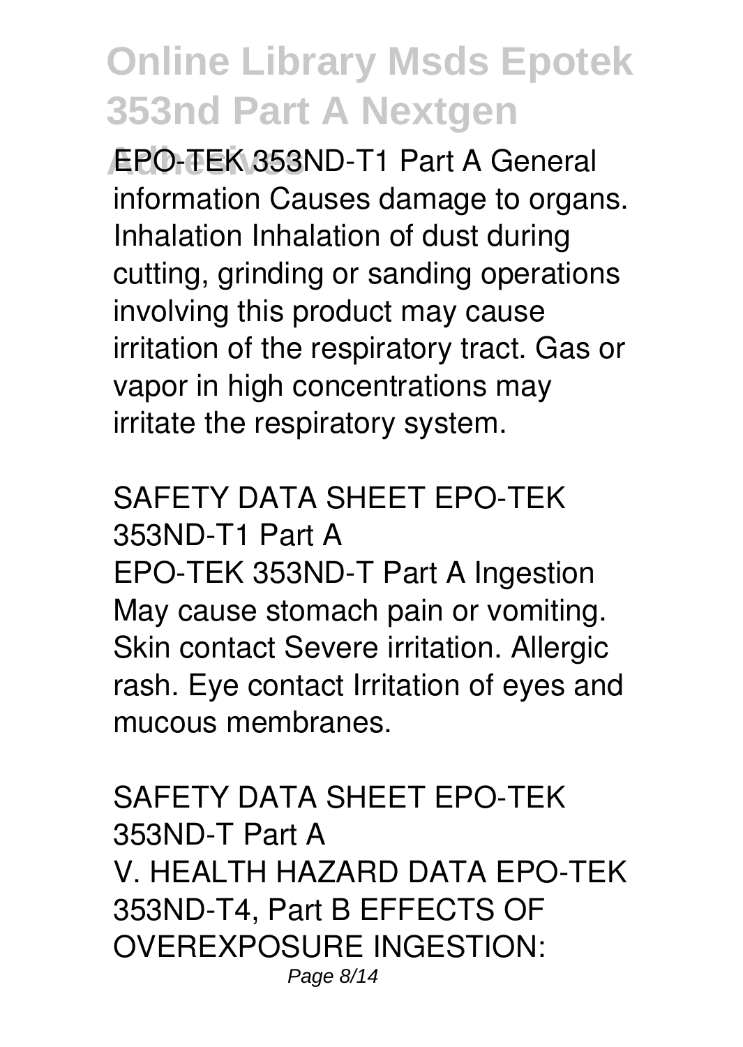EPO-TEK 353ND-T1 Part A General information Causes damage to organs. Inhalation Inhalation of dust during cutting, grinding or sanding operations involving this product may cause irritation of the respiratory tract. Gas or vapor in high concentrations may irritate the respiratory system.

SAFETY DATA SHEET EPO-TEK 353ND-T1 Part A

EPO-TEK 353ND-T Part A Ingestion May cause stomach pain or vomiting. Skin contact Severe irritation. Allergic rash. Eye contact Irritation of eyes and mucous membranes.

SAFETY DATA SHEET EPO-TEK 353ND-T Part A

V. HEALTH HAZARD DATA EPO-TEK 353ND-T4, Part B EFFECTS OF OVEREXPOSURE INGESTION: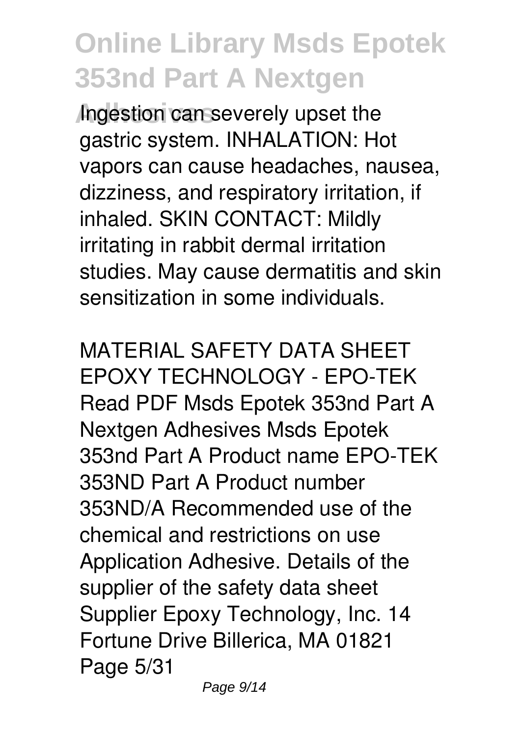Ingestion can severely upset the gastric system. INHALATION: Hot vapors can cause headaches, nausea, dizziness, and respiratory irritation, if inhaled. SKIN CONTACT: Mildly irritating in rabbit dermal irritation studies. May cause dermatitis and skin sensitization in some individuals.

MATERIAL SAFETY DATA SHEET EPOXY TECHNOLOGY - EPO-TEK

Read PDF Msds Epotek 353nd Part A Nextgen Adhesives Msds Epotek 353nd Part A Product name EPO-TEK 353ND Part A Product number 353ND/A Recommended use of the chemical and restrictions on use Application Adhesive. Details of the supplier of the safety data sheet Supplier Epoxy Technology, Inc. 14 Fortune Drive Billerica, MA 01821 Page 5/31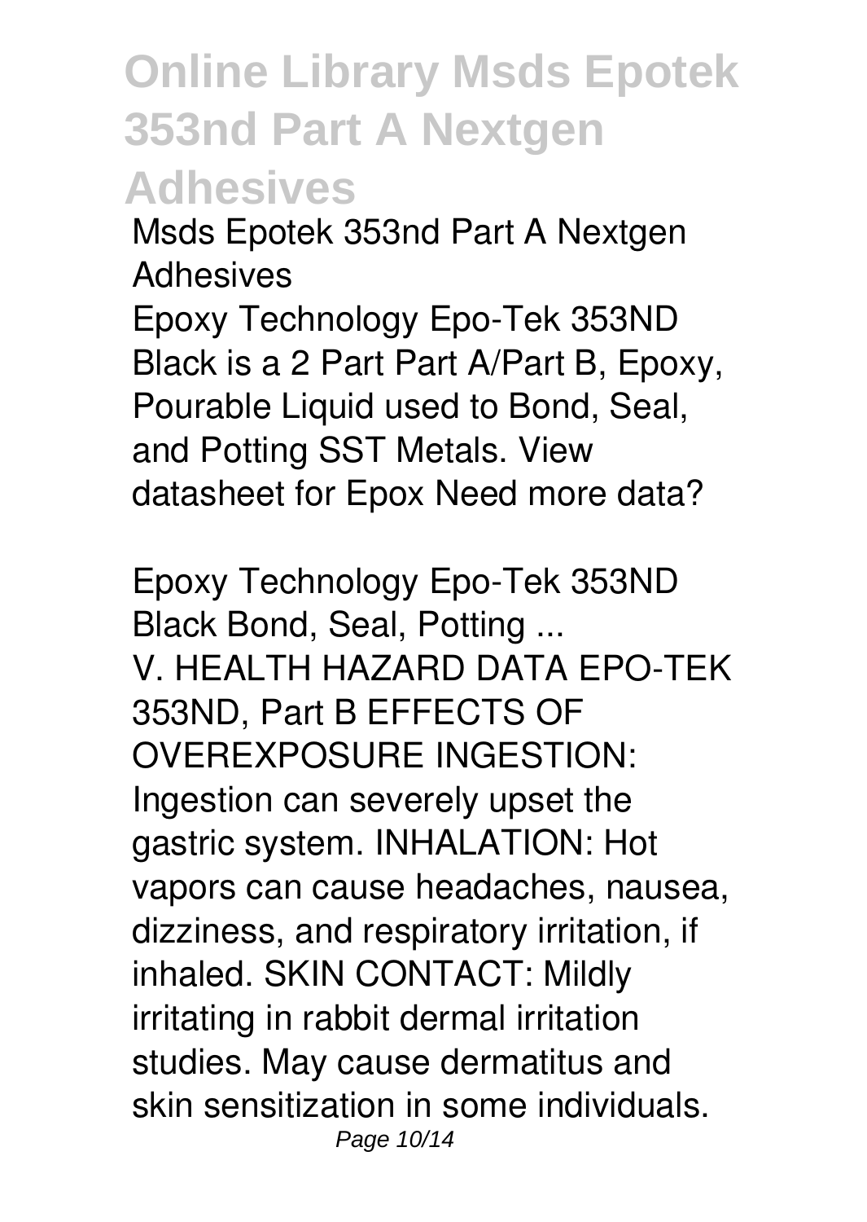**Msds Epotek 353nd Part A Nextgen Adhesives**

Epoxy Technology Epo-Tek 353ND Black is a 2 Part Part A/Part B, Epoxy, Pourable Liquid used to Bond, Seal, and Potting SST Metals. View datasheet for Epox Need more data?

**Epoxy Technology Epo-Tek 353ND Black Bond, Seal, Potting ...**

V. HEALTH HAZARD DATA EPO-TEK 353ND, Part B EFFECTS OF OVEREXPOSURE INGESTION: Ingestion can severely upset the gastric system. INHALATION: Hot vapors can cause headaches, nausea, dizziness, and respiratory irritation, if inhaled. SKIN CONTACT: Mildly irritating in rabbit dermal irritation studies. May cause dermatitus and skin sensitization in some individuals.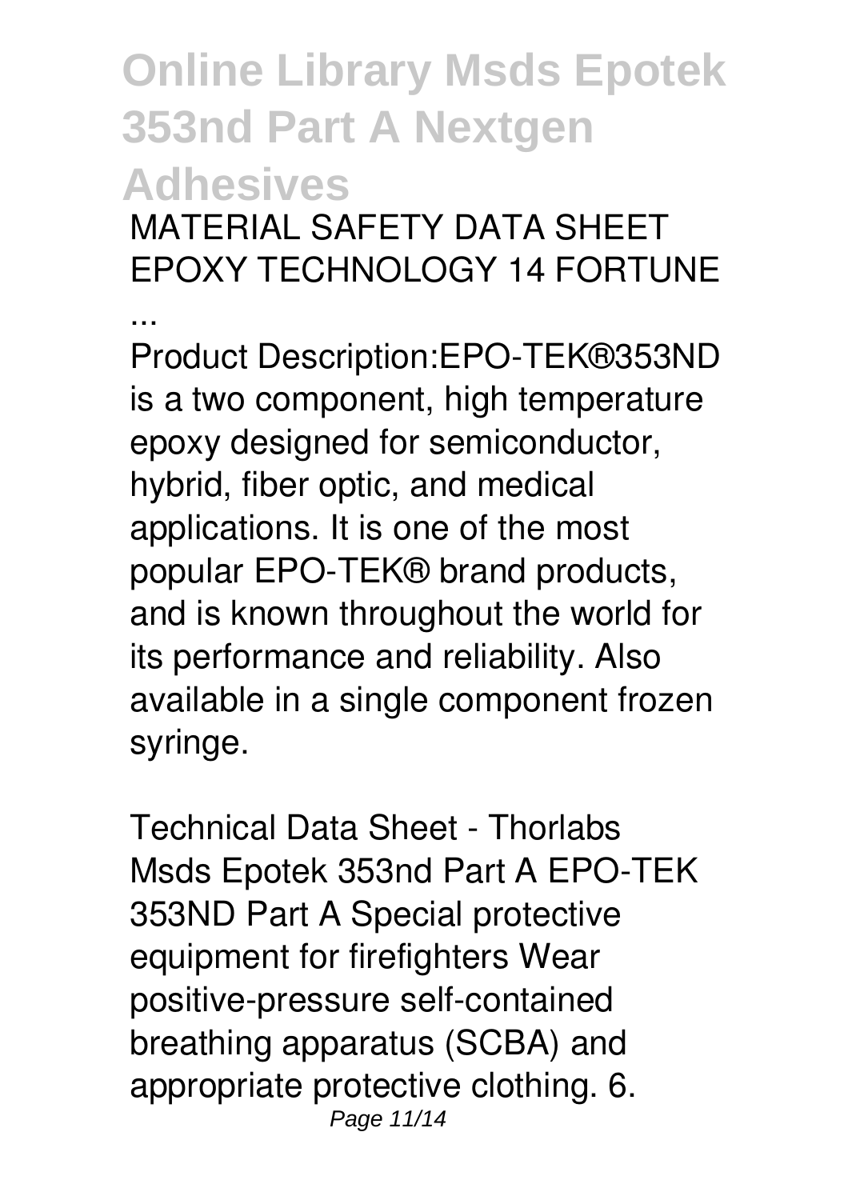**MATERIAL SAFETY DATA SHEET EPOXY TECHNOLOGY 14 FORTUNE ...**

Product Description:EPO-TEK®353ND is a two component, high temperature epoxy designed for semiconductor, hybrid, fiber optic, and medical applications. It is one of the most popular EPO-TEK® brand products, and is known throughout the world for its performance and reliability. Also available in a single component frozen syringe.

**Technical Data Sheet - Thorlabs**

Msds Epotek 353nd Part A EPO-TEK 353ND Part A Special protective equipment for firefighters Wear positive-pressure self-contained breathing apparatus (SCBA) and appropriate protective clothing. 6.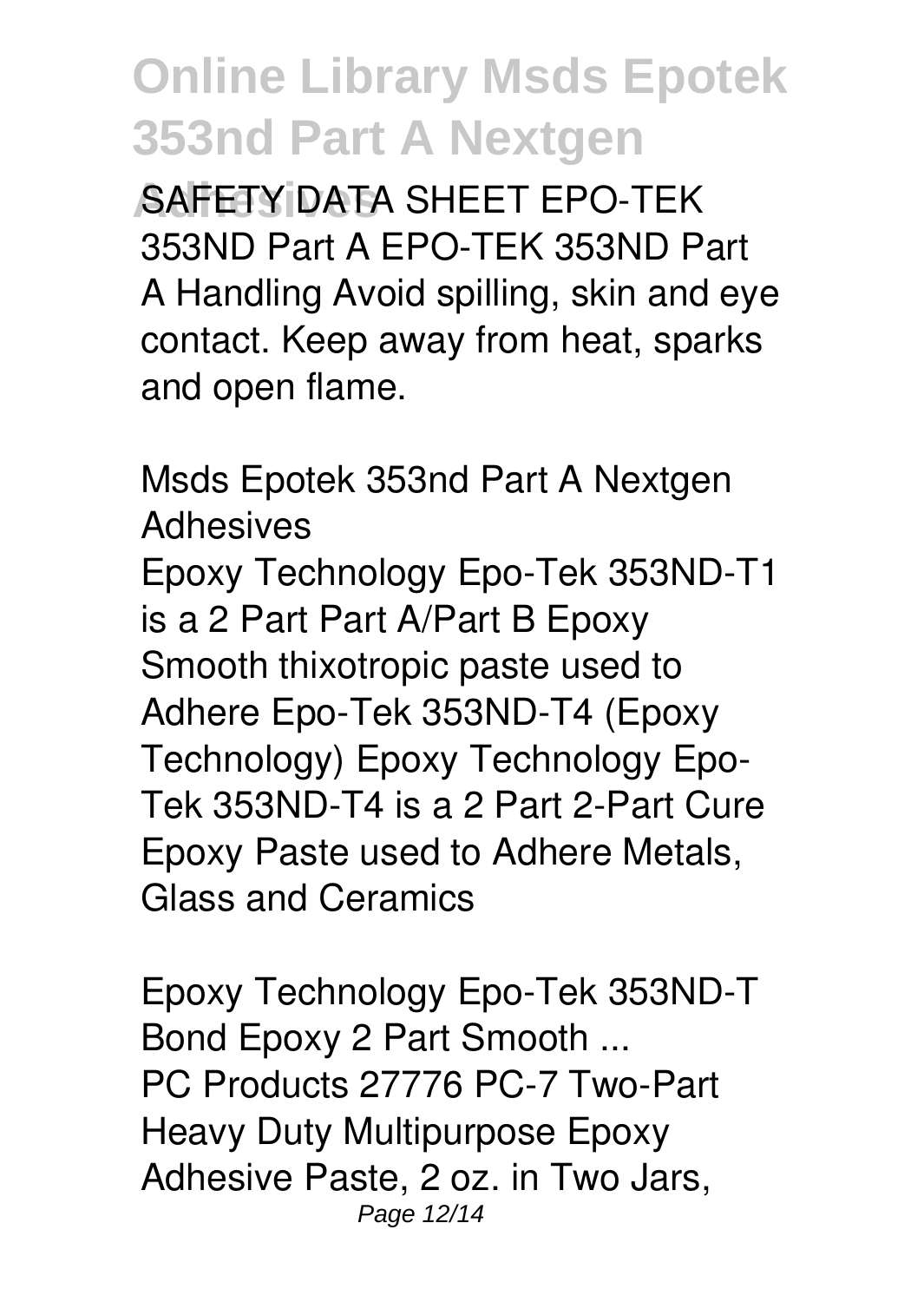SAFETY DATA SHEET EPO-TEK 353ND Part A EPO-TEK 353ND Part A Handling Avoid spilling, skin and eye contact. Keep away from heat, sparks and open flame.

## Msds Epotek 353nd Part A Nextgen Adhesives

Epoxy Technology Epo-Tek 353ND-T1 is a 2 Part Part A/Part B Epoxy Smooth thixotropic paste used to Adhere Epo-Tek 353ND-T4 (Epoxy Technology) Epoxy Technology Epo-Tek 353ND-T4 is a 2 Part 2-Part Cure Epoxy Paste used to Adhere Metals, Glass and Ceramics

## Epoxy Technology Epo-Tek 353ND-T Bond Epoxy 2 Part Smooth ...

PC Products 27776 PC-7 Two-Part Heavy Duty Multipurpose Epoxy Adhesive Paste, 2 oz. in Two Jars,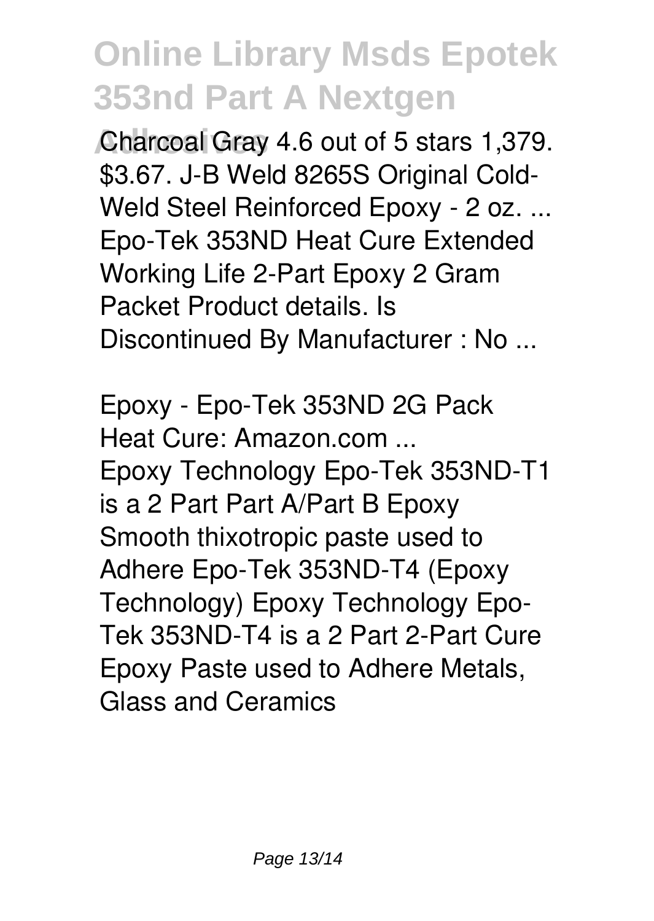Charcoal Gray 4.6 out of 5 stars 1,379. $3.67. J-B Weld 8265S Original Cold-Weld Steel Reinforced Epoxy - 2 oz. ... Epo-Tek 353ND Heat Cure Extended Working Life 2-Part Epoxy 2 Gram Packet Product details. Is Discontinued By Manufacturer : No ...

*Epoxy - Epo-Tek 353ND 2G Pack Heat Cure: Amazon.com ...*

Epoxy Technology Epo-Tek 353ND-T1 is a 2 Part Part A/Part B Epoxy Smooth thixotropic paste used to Adhere Epo-Tek 353ND-T4 (Epoxy Technology) Epoxy Technology Epo-Tek 353ND-T4 is a 2 Part 2-Part Cure Epoxy Paste used to Adhere Metals, Glass and Ceramics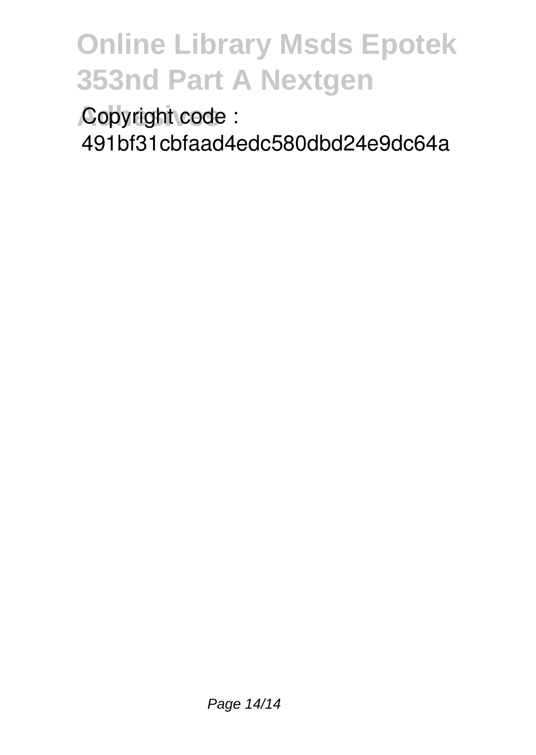Copyright code : 491bf31cbfaad4edc580dbd24e9dc64a